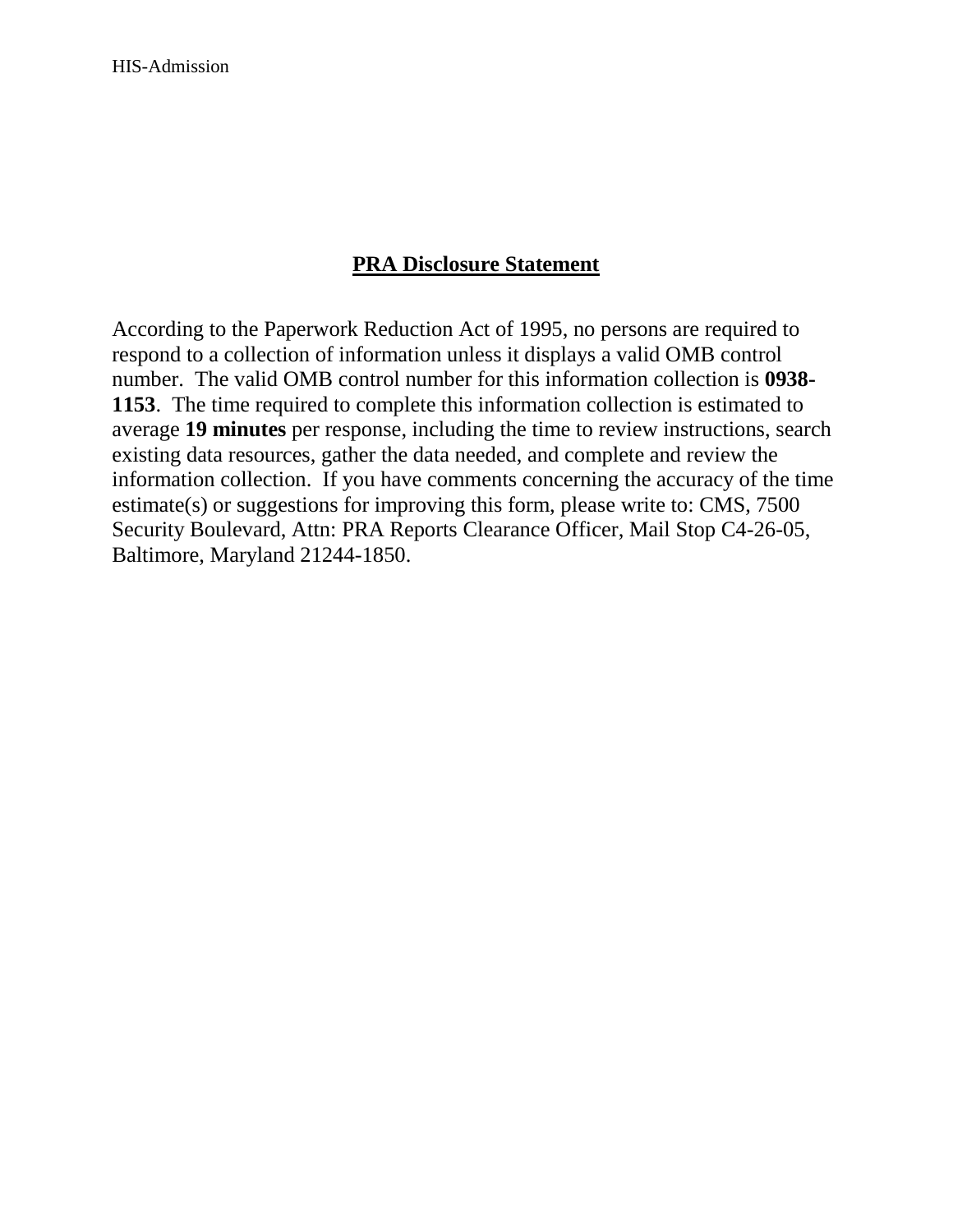## PRA Disclosure Statement

According to the Paperwork Reduction Act of 1995, no persons are required to respond to a collection of information unless it displays a valid OMB control number. The valid OMB control number for this information collection is **0938-1153**. The time required to complete this information collection is estimated to average **19 minutes** per response, including the time to review instructions, search existing data resources, gather the data needed, and complete and review the information collection. If you have comments concerning the accuracy of the time estimate(s) or suggestions for improving this form, please write to: CMS, 7500 Security Boulevard, Attn: PRA Reports Clearance Officer, Mail Stop C4-26-05, Baltimore, Maryland 21244-1850.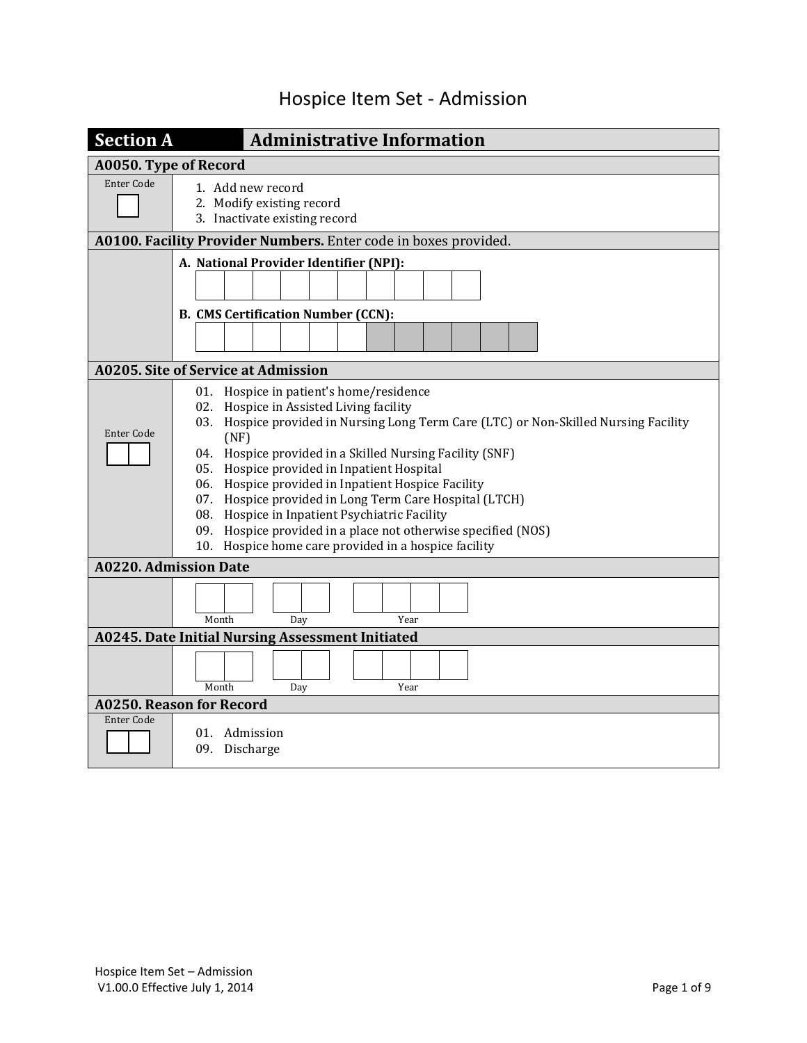# Hospice Item Set - Admission

## Section A — Administrative Information

### A0050. Type of Record

Enter Code [ ]

1. Add new record
2. Modify existing record
3. Inactivate existing record

### A0100. Facility Provider Numbers. Enter code in boxes provided.

**A. National Provider Identifier (NPI):**

[ ][ ][ ][ ][ ][ ][ ][ ][ ][ ]

**B. CMS Certification Number (CCN):**

[ ][ ][ ][ ][ ][ ][ ][ ][ ][ ][ ][ ]

### A0205. Site of Service at Admission

Enter Code [ ][ ]

01. Hospice in patient's home/residence
02. Hospice in Assisted Living facility
03. Hospice provided in Nursing Long Term Care (LTC) or Non-Skilled Nursing Facility (NF)
04. Hospice provided in a Skilled Nursing Facility (SNF)
05. Hospice provided in Inpatient Hospital
06. Hospice provided in Inpatient Hospice Facility
07. Hospice provided in Long Term Care Hospital (LTCH)
08. Hospice in Inpatient Psychiatric Facility
09. Hospice provided in a place not otherwise specified (NOS)
10. Hospice home care provided in a hospice facility

### A0220. Admission Date

[ ][ ] Month [ ][ ] Day [ ][ ][ ][ ] Year

### A0245. Date Initial Nursing Assessment Initiated

[ ][ ] Month [ ][ ] Day [ ][ ][ ][ ] Year

### A0250. Reason for Record

Enter Code [ ][ ]

01. Admission
09. Discharge

Hospice Item Set – Admission
V1.00.0 Effective July 1, 2014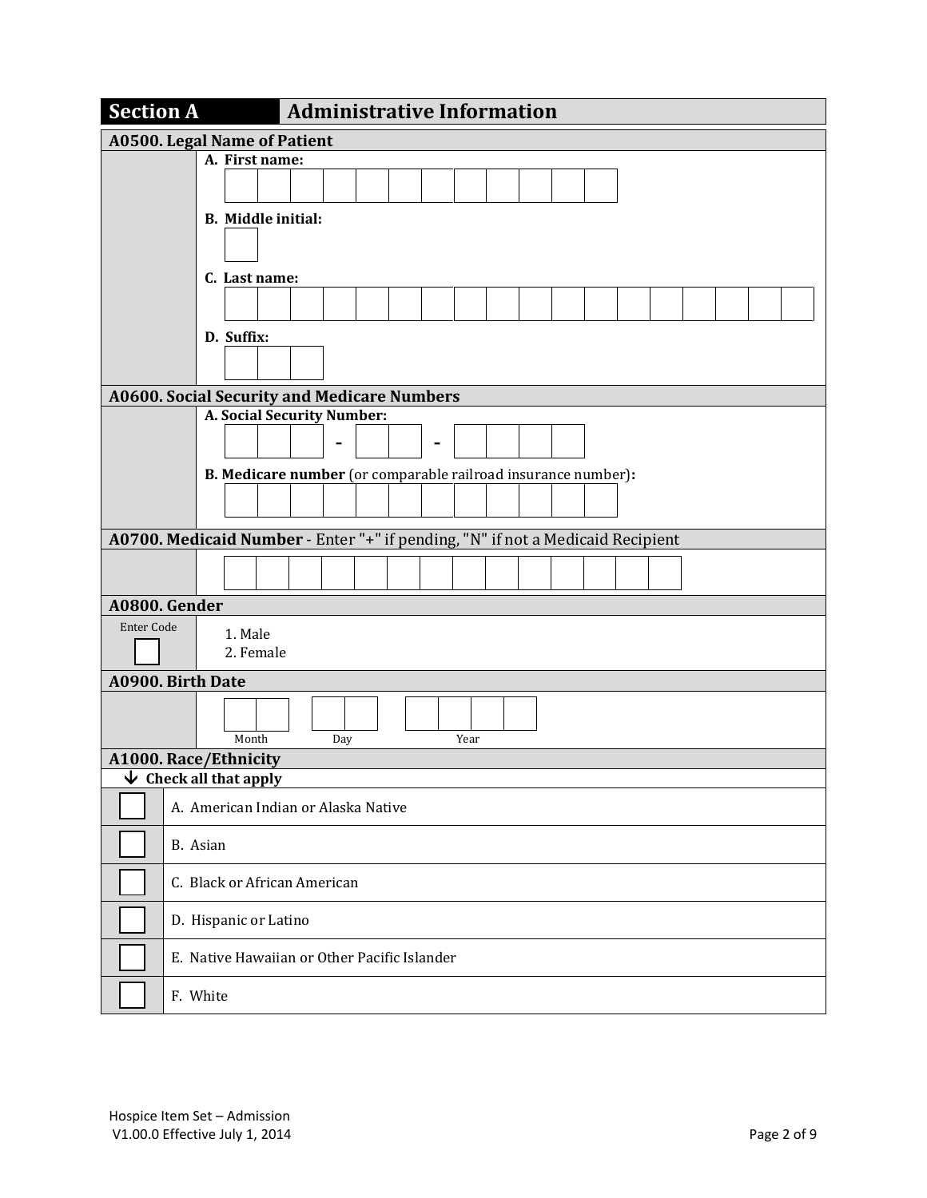## Section A Administrative Information

### A0500. Legal Name of Patient

**A. First name:**

**B. Middle initial:**

**C. Last name:**

**D. Suffix:**

### A0600. Social Security and Medicare Numbers

**A. Social Security Number:**

\_\_\_ - \_\_ - \_\_\_\_

**B. Medicare number** (or comparable railroad insurance number)**:**

### A0700. Medicaid Number - Enter "+" if pending, "N" if not a Medicaid Recipient

### A0800. Gender

| Enter Code | |
|---|---|
| ☐ | 1. Male<br>2. Female |

### A0900. Birth Date

Month / Day / Year

### A1000. Race/Ethnicity

**↓ Check all that apply**

| | |
|---|---|
| ☐ | A. American Indian or Alaska Native |
| ☐ | B. Asian |
| ☐ | C. Black or African American |
| ☐ | D. Hispanic or Latino |
| ☐ | E. Native Hawaiian or Other Pacific Islander |
| ☐ | F. White |

Hospice Item Set – Admission
V1.00.0 Effective July 1, 2014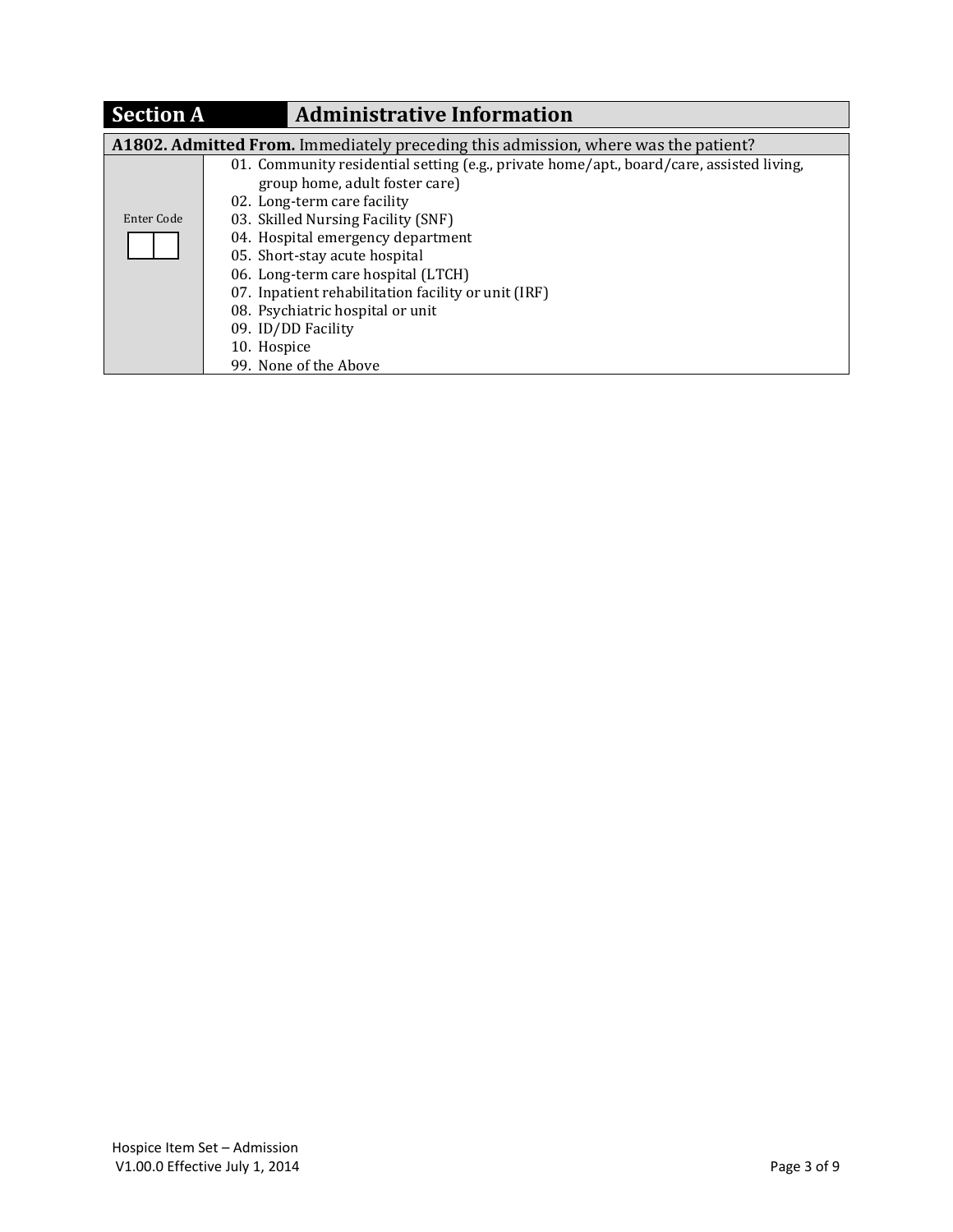| Section A | Administrative Information |
|---|---|

**A1802. Admitted From.** Immediately preceding this admission, where was the patient?

| Enter Code | |
|---|---|
| [ ][ ] | 01. Community residential setting (e.g., private home/apt., board/care, assisted living, group home, adult foster care)<br>02. Long-term care facility<br>03. Skilled Nursing Facility (SNF)<br>04. Hospital emergency department<br>05. Short-stay acute hospital<br>06. Long-term care hospital (LTCH)<br>07. Inpatient rehabilitation facility or unit (IRF)<br>08. Psychiatric hospital or unit<br>09. ID/DD Facility<br>10. Hospice<br>99. None of the Above |

Hospice Item Set – Admission
V1.00.0 Effective July 1, 2014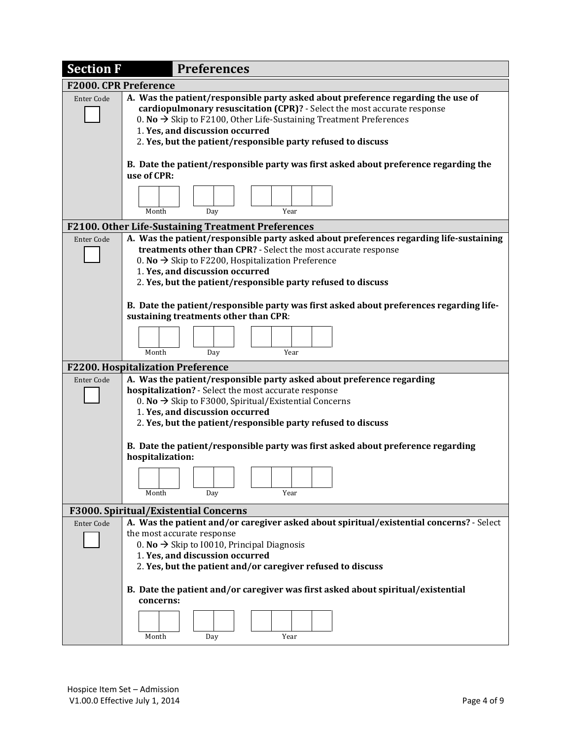# Section F Preferences

## F2000. CPR Preference

Enter Code [ ]

**A. Was the patient/responsible party asked about preference regarding the use of cardiopulmonary resuscitation (CPR)?** - Select the most accurate response

0. **No** → Skip to F2100, Other Life-Sustaining Treatment Preferences
1. **Yes, and discussion occurred**
2. **Yes, but the patient/responsible party refused to discuss**

**B. Date the patient/responsible party was first asked about preference regarding the use of CPR:**

[ ][ ] Month [ ][ ] Day [ ][ ][ ][ ] Year

## F2100. Other Life-Sustaining Treatment Preferences

Enter Code [ ]

**A. Was the patient/responsible party asked about preferences regarding life-sustaining treatments other than CPR?** - Select the most accurate response

0. **No** → Skip to F2200, Hospitalization Preference
1. **Yes, and discussion occurred**
2. **Yes, but the patient/responsible party refused to discuss**

**B. Date the patient/responsible party was first asked about preferences regarding life-sustaining treatments other than CPR:**

[ ][ ] Month [ ][ ] Day [ ][ ][ ][ ] Year

## F2200. Hospitalization Preference

Enter Code [ ]

**A. Was the patient/responsible party asked about preference regarding hospitalization?** - Select the most accurate response

0. **No** → Skip to F3000, Spiritual/Existential Concerns
1. **Yes, and discussion occurred**
2. **Yes, but the patient/responsible party refused to discuss**

**B. Date the patient/responsible party was first asked about preference regarding hospitalization:**

[ ][ ] Month [ ][ ] Day [ ][ ][ ][ ] Year

## F3000. Spiritual/Existential Concerns

Enter Code [ ]

**A. Was the patient and/or caregiver asked about spiritual/existential concerns?** - Select the most accurate response

0. **No** → Skip to I0010, Principal Diagnosis
1. **Yes, and discussion occurred**
2. **Yes, but the patient and/or caregiver refused to discuss**

**B. Date the patient and/or caregiver was first asked about spiritual/existential concerns:**

[ ][ ] Month [ ][ ] Day [ ][ ][ ][ ] Year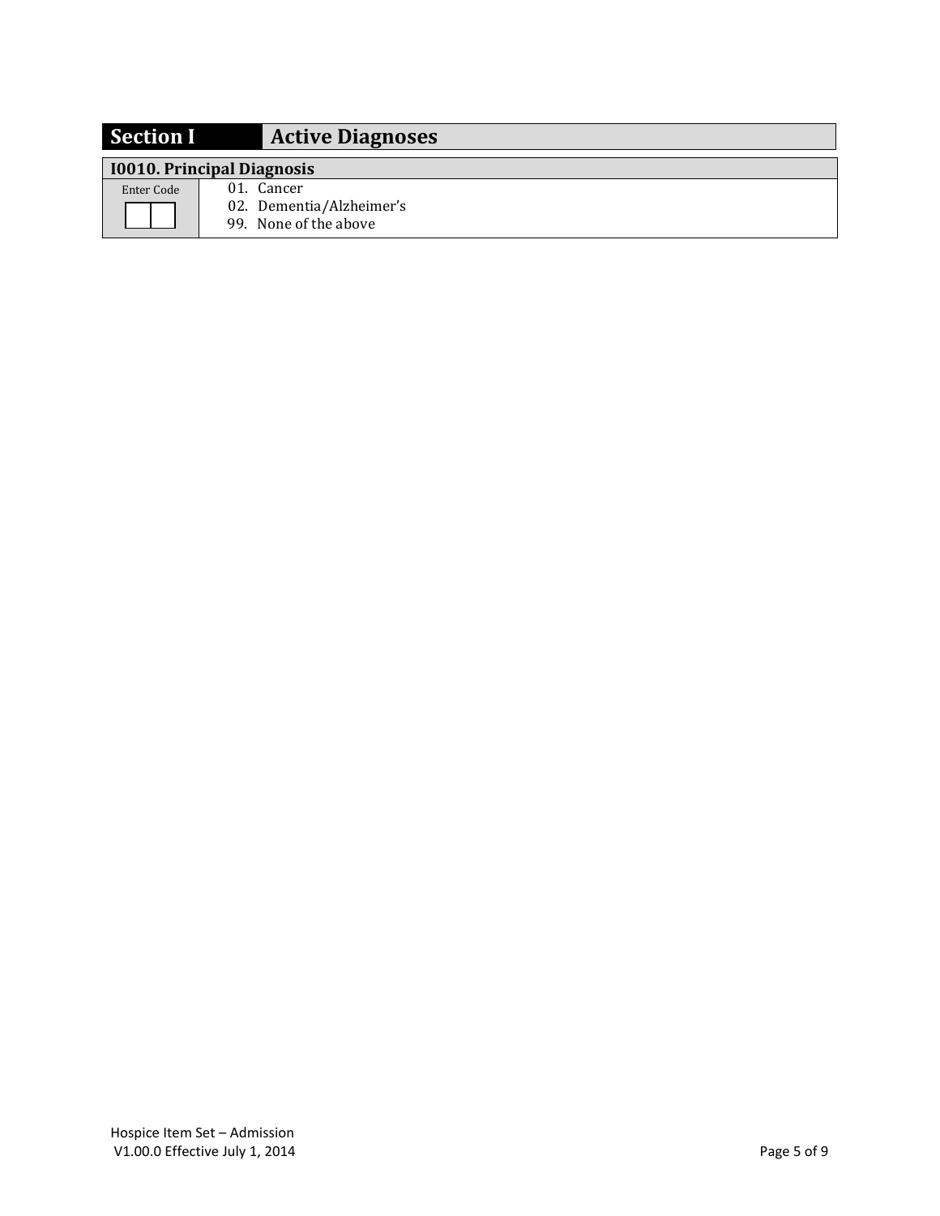## Section I — Active Diagnoses

### I0010. Principal Diagnosis

| Enter Code | |
|---|---|
| ☐☐ | 01. Cancer<br>02. Dementia/Alzheimer's<br>99. None of the above |

Hospice Item Set – Admission
V1.00.0 Effective July 1, 2014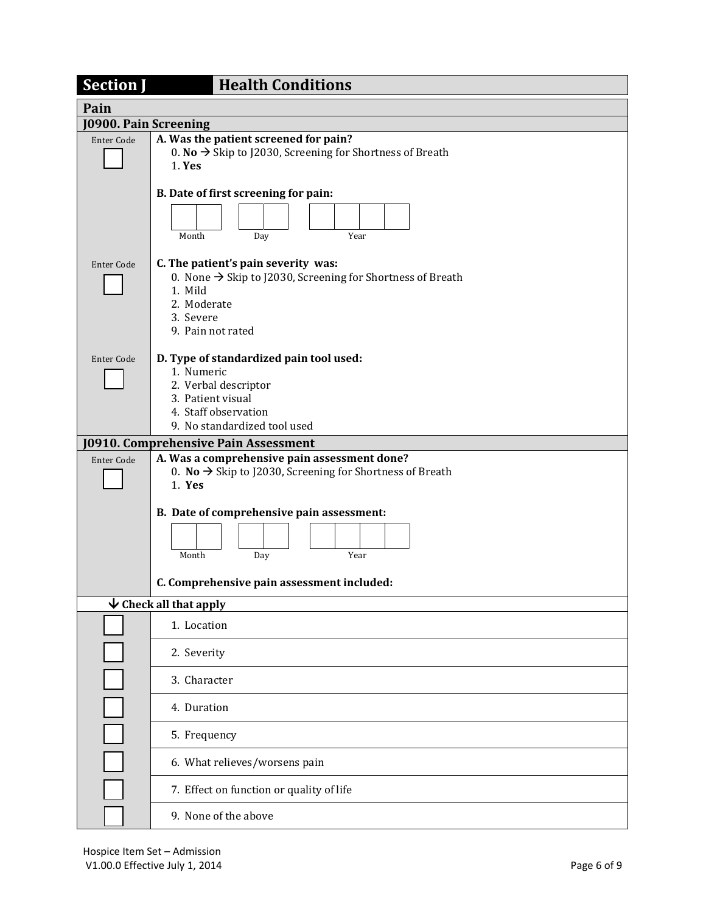# Section J — Health Conditions

## Pain

### J0900. Pain Screening

Enter Code [ ]

**A. Was the patient screened for pain?**
- 0. **No** → Skip to J2030, Screening for Shortness of Breath
- 1. **Yes**

**B. Date of first screening for pain:**

[ ][ ] Month — [ ][ ] Day — [ ][ ][ ][ ] Year

Enter Code [ ]

**C. The patient's pain severity was:**
- 0. None → Skip to J2030, Screening for Shortness of Breath
- 1. Mild
- 2. Moderate
- 3. Severe
- 9. Pain not rated

Enter Code [ ]

**D. Type of standardized pain tool used:**
- 1. Numeric
- 2. Verbal descriptor
- 3. Patient visual
- 4. Staff observation
- 9. No standardized tool used

### J0910. Comprehensive Pain Assessment

Enter Code [ ]

**A. Was a comprehensive pain assessment done?**
- 0. **No** → Skip to J2030, Screening for Shortness of Breath
- 1. **Yes**

**B. Date of comprehensive pain assessment:**

[ ][ ] Month — [ ][ ] Day — [ ][ ][ ][ ] Year

**C. Comprehensive pain assessment included:**

↓ **Check all that apply**

- [ ] 1. Location
- [ ] 2. Severity
- [ ] 3. Character
- [ ] 4. Duration
- [ ] 5. Frequency
- [ ] 6. What relieves/worsens pain
- [ ] 7. Effect on function or quality of life
- [ ] 9. None of the above

Hospice Item Set – Admission
V1.00.0 Effective July 1, 2014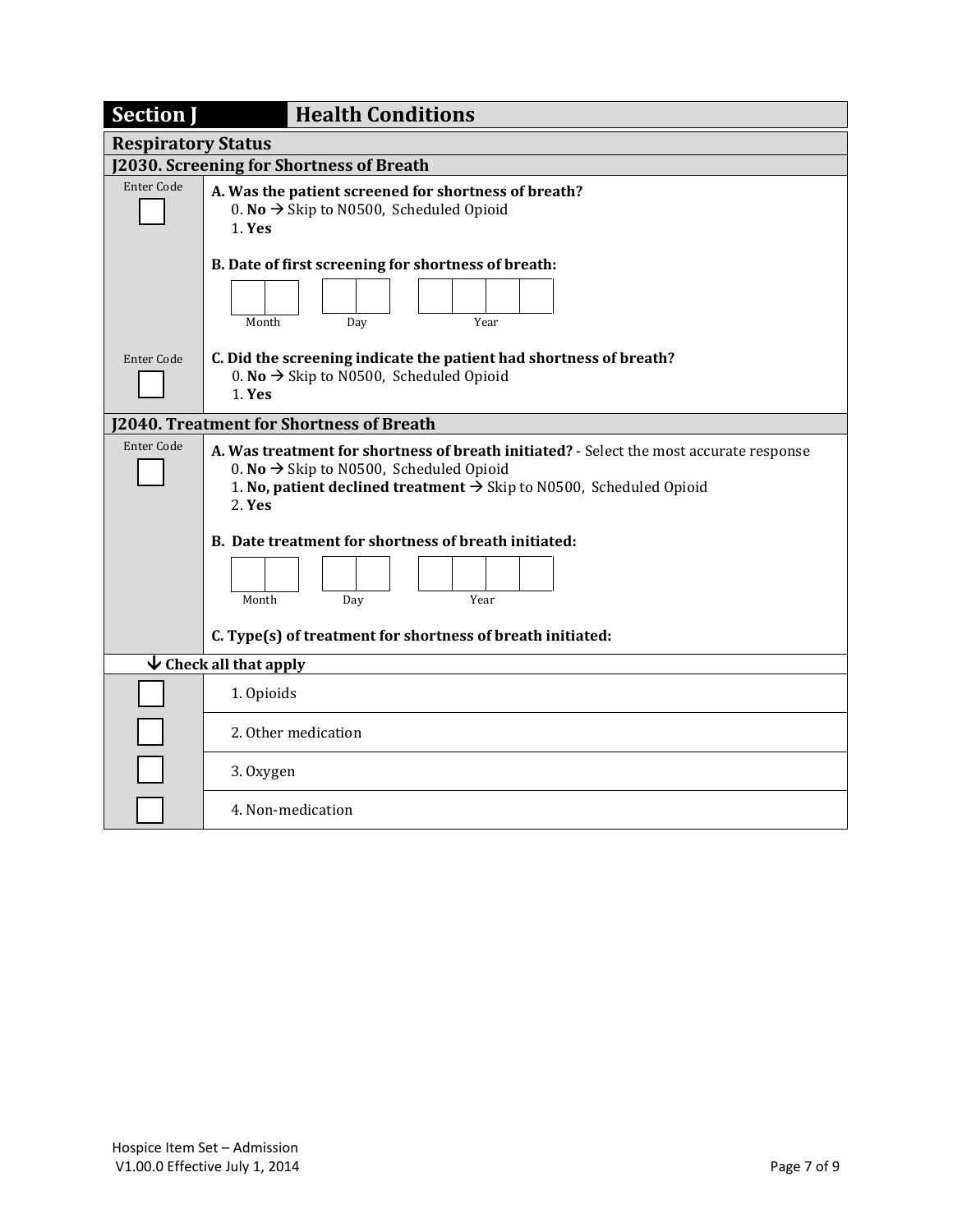# Section J — Health Conditions

## Respiratory Status

### J2030. Screening for Shortness of Breath

Enter Code [ ]

**A. Was the patient screened for shortness of breath?**
- 0. **No** → Skip to N0500, Scheduled Opioid
- 1. **Yes**

**B. Date of first screening for shortness of breath:**

Month [ ][ ] Day [ ][ ] Year [ ][ ][ ][ ]

Enter Code [ ]

**C. Did the screening indicate the patient had shortness of breath?**
- 0. **No** → Skip to N0500, Scheduled Opioid
- 1. **Yes**

### J2040. Treatment for Shortness of Breath

Enter Code [ ]

**A. Was treatment for shortness of breath initiated?** - Select the most accurate response
- 0. **No** → Skip to N0500, Scheduled Opioid
- 1. **No, patient declined treatment** → Skip to N0500, Scheduled Opioid
- 2. **Yes**

**B. Date treatment for shortness of breath initiated:**

Month [ ][ ] Day [ ][ ] Year [ ][ ][ ][ ]

**C. Type(s) of treatment for shortness of breath initiated:**

| ↓ Check all that apply | |
|---|---|
| [ ] | 1. Opioids |
| [ ] | 2. Other medication |
| [ ] | 3. Oxygen |
| [ ] | 4. Non-medication |

Hospice Item Set – Admission
V1.00.0 Effective July 1, 2014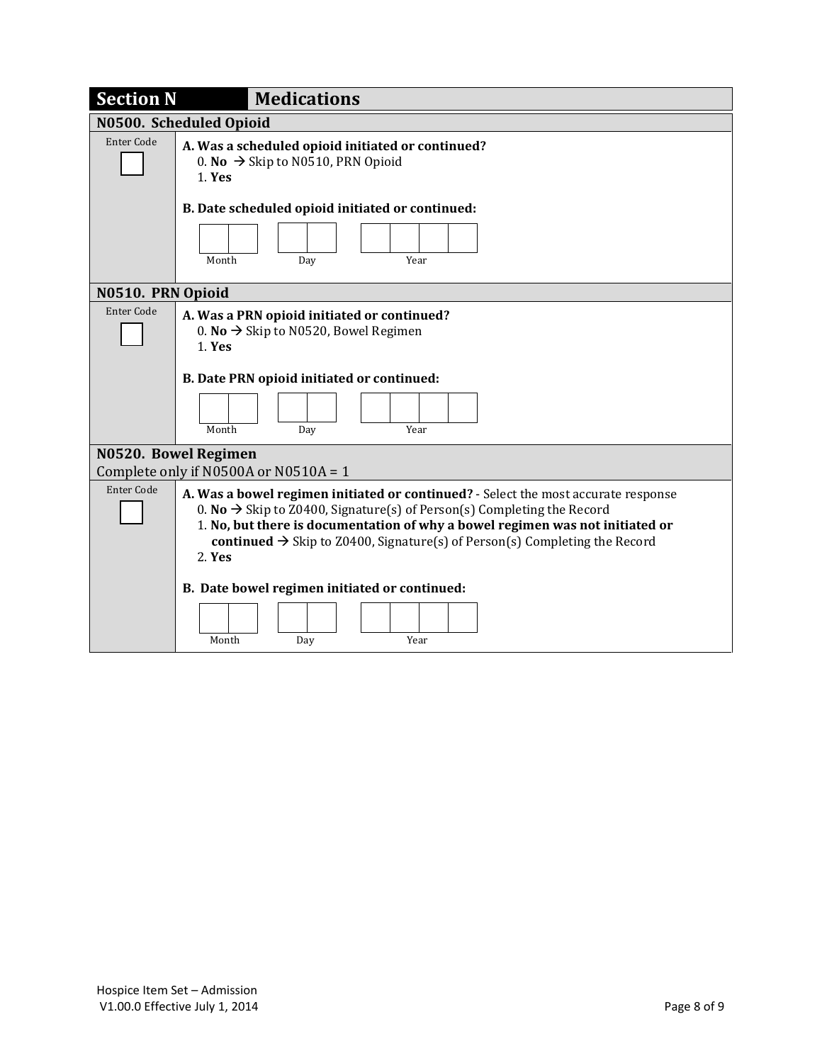## Section N Medications

### N0500. Scheduled Opioid

| Enter Code | |
|---|---|
| [ ] | **A. Was a scheduled opioid initiated or continued?**<br>0. **No** → Skip to N0510, PRN Opioid<br>1. **Yes**<br><br>**B. Date scheduled opioid initiated or continued:**<br>[ ][ ] Month [ ][ ] Day [ ][ ][ ][ ] Year |

### N0510. PRN Opioid

| Enter Code | |
|---|---|
| [ ] | **A. Was a PRN opioid initiated or continued?**<br>0. **No** → Skip to N0520, Bowel Regimen<br>1. **Yes**<br><br>**B. Date PRN opioid initiated or continued:**<br>[ ][ ] Month [ ][ ] Day [ ][ ][ ][ ] Year |

### N0520. Bowel Regimen

Complete only if N0500A or N0510A = 1

| Enter Code | |
|---|---|
| [ ] | **A. Was a bowel regimen initiated or continued?** - Select the most accurate response<br>0. **No** → Skip to Z0400, Signature(s) of Person(s) Completing the Record<br>1. **No, but there is documentation of why a bowel regimen was not initiated or continued** → Skip to Z0400, Signature(s) of Person(s) Completing the Record<br>2. **Yes**<br><br>**B. Date bowel regimen initiated or continued:**<br>[ ][ ] Month [ ][ ] Day [ ][ ][ ][ ] Year |

Hospice Item Set – Admission
V1.00.0 Effective July 1, 2014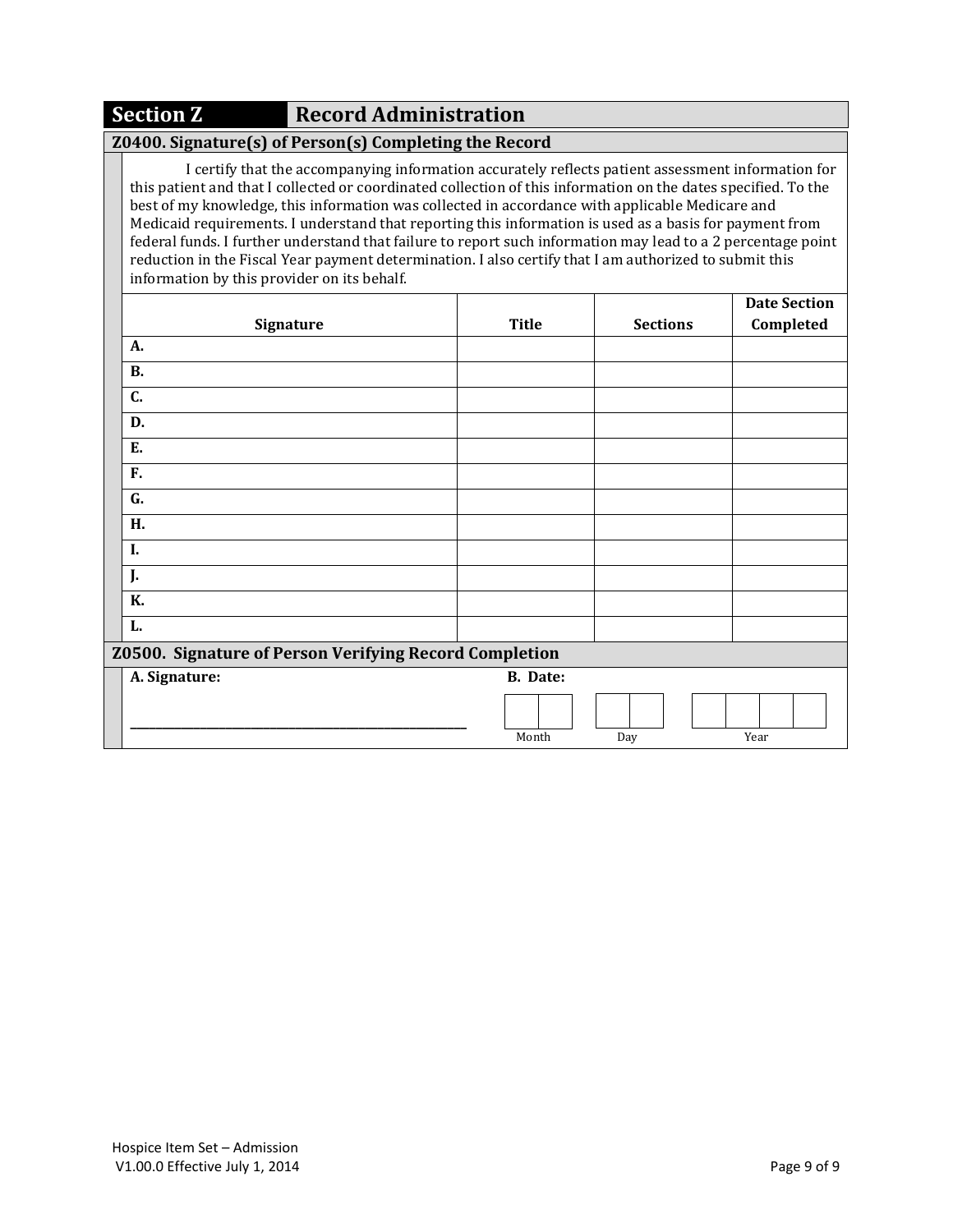## Section Z Record Administration

### Z0400. Signature(s) of Person(s) Completing the Record

I certify that the accompanying information accurately reflects patient assessment information for this patient and that I collected or coordinated collection of this information on the dates specified. To the best of my knowledge, this information was collected in accordance with applicable Medicare and Medicaid requirements. I understand that reporting this information is used as a basis for payment from federal funds. I further understand that failure to report such information may lead to a 2 percentage point reduction in the Fiscal Year payment determination. I also certify that I am authorized to submit this information by this provider on its behalf.

| Signature | Title | Sections | Date Section Completed |
|---|---|---|---|
| **A.** | | | |
| **B.** | | | |
| **C.** | | | |
| **D.** | | | |
| **E.** | | | |
| **F.** | | | |
| **G.** | | | |
| **H.** | | | |
| **I.** | | | |
| **J.** | | | |
| **K.** | | | |
| **L.** | | | |

### Z0500. Signature of Person Verifying Record Completion

**A. Signature:** ______________________________

**B. Date:** ☐☐ Month ☐☐ Day ☐☐☐☐ Year

Hospice Item Set – Admission
V1.00.0 Effective July 1, 2014